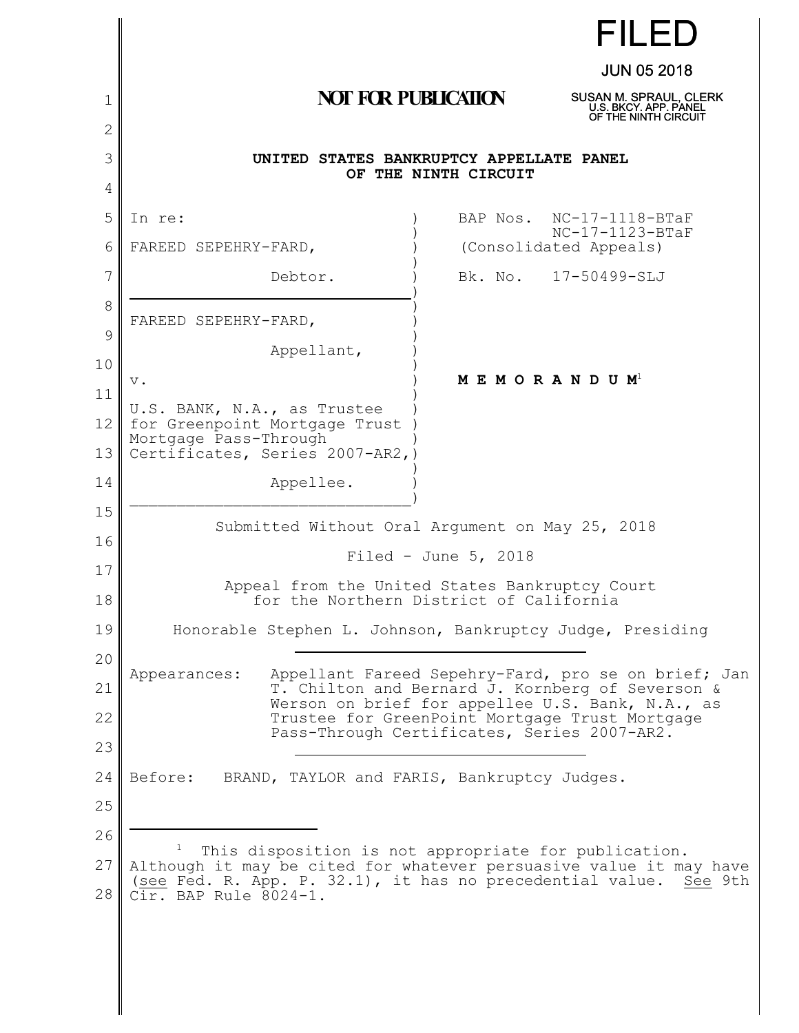FILED

JUN 05 2018

SUSAN M. SPRAUL, CLERK
U.S. BKCY. APP. PANEL
OF THE NINTH CIRCUIT

**NOT FOR PUBLICATION**

**UNITED STATES BANKRUPTCY APPELLATE PANEL OF THE NINTH CIRCUIT**

| | |
|---|---|
| In re:<br><br>FAREED SEPEHRY-FARD,<br><br>Debtor. | BAP Nos. NC-17-1118-BTaF<br>NC-17-1123-BTaF<br>(Consolidated Appeals)<br><br>Bk. No. 17-50499-SLJ |
| FAREED SEPEHRY-FARD,<br><br>Appellant,<br><br>v.<br><br>U.S. BANK, N.A., as Trustee for Greenpoint Mortgage Trust Mortgage Pass-Through Certificates, Series 2007-AR2,<br><br>Appellee. | **M E M O R A N D U M**[1] |

Submitted Without Oral Argument on May 25, 2018

Filed - June 5, 2018

Appeal from the United States Bankruptcy Court for the Northern District of California

Honorable Stephen L. Johnson, Bankruptcy Judge, Presiding

Appearances: Appellant Fareed Sepehry-Fard, pro se on brief; Jan T. Chilton and Bernard J. Kornberg of Severson & Werson on brief for appellee U.S. Bank, N.A., as Trustee for GreenPoint Mortgage Trust Mortgage Pass-Through Certificates, Series 2007-AR2.

Before: BRAND, TAYLOR and FARIS, Bankruptcy Judges.

---

[1] This disposition is not appropriate for publication. Although it may be cited for whatever persuasive value it may have (see Fed. R. App. P. 32.1), it has no precedential value. See 9th Cir. BAP Rule 8024-1.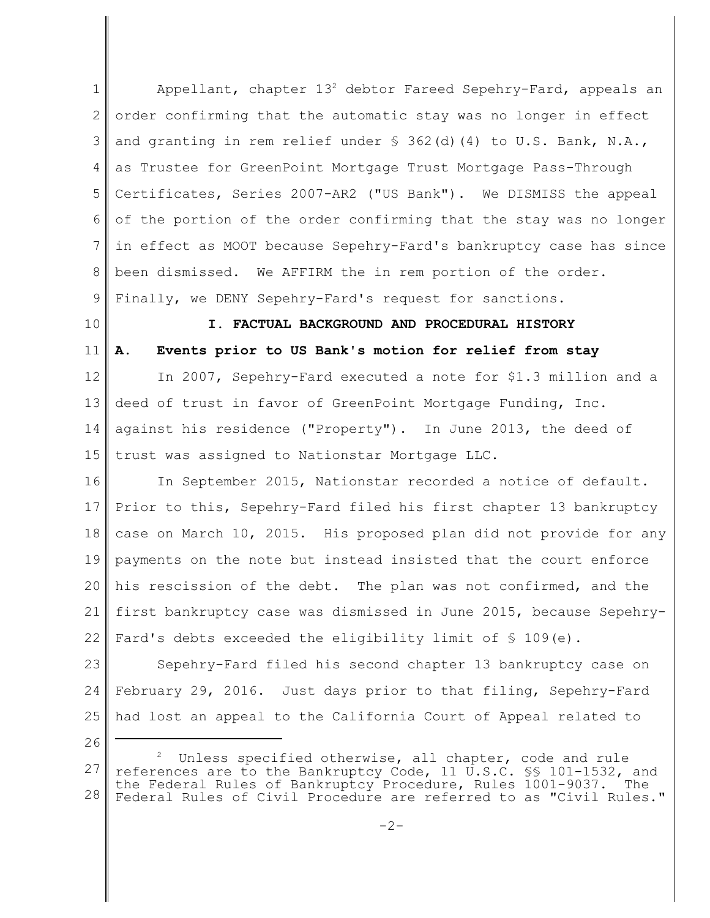Appellant, chapter 13[2] debtor Fareed Sepehry-Fard, appeals an order confirming that the automatic stay was no longer in effect and granting in rem relief under § 362(d)(4) to U.S. Bank, N.A., as Trustee for GreenPoint Mortgage Trust Mortgage Pass-Through Certificates, Series 2007-AR2 ("US Bank"). We DISMISS the appeal of the portion of the order confirming that the stay was no longer in effect as MOOT because Sepehry-Fard's bankruptcy case has since been dismissed. We AFFIRM the in rem portion of the order. Finally, we DENY Sepehry-Fard's request for sanctions.

## I. FACTUAL BACKGROUND AND PROCEDURAL HISTORY

### A. Events prior to US Bank's motion for relief from stay

In 2007, Sepehry-Fard executed a note for \$1.3 million and a deed of trust in favor of GreenPoint Mortgage Funding, Inc. against his residence ("Property"). In June 2013, the deed of trust was assigned to Nationstar Mortgage LLC.

In September 2015, Nationstar recorded a notice of default. Prior to this, Sepehry-Fard filed his first chapter 13 bankruptcy case on March 10, 2015. His proposed plan did not provide for any payments on the note but instead insisted that the court enforce his rescission of the debt. The plan was not confirmed, and the first bankruptcy case was dismissed in June 2015, because Sepehry-Fard's debts exceeded the eligibility limit of § 109(e).

Sepehry-Fard filed his second chapter 13 bankruptcy case on February 29, 2016. Just days prior to that filing, Sepehry-Fard had lost an appeal to the California Court of Appeal related to

---

[2] Unless specified otherwise, all chapter, code and rule references are to the Bankruptcy Code, 11 U.S.C. §§ 101-1532, and the Federal Rules of Bankruptcy Procedure, Rules 1001-9037. The Federal Rules of Civil Procedure are referred to as "Civil Rules."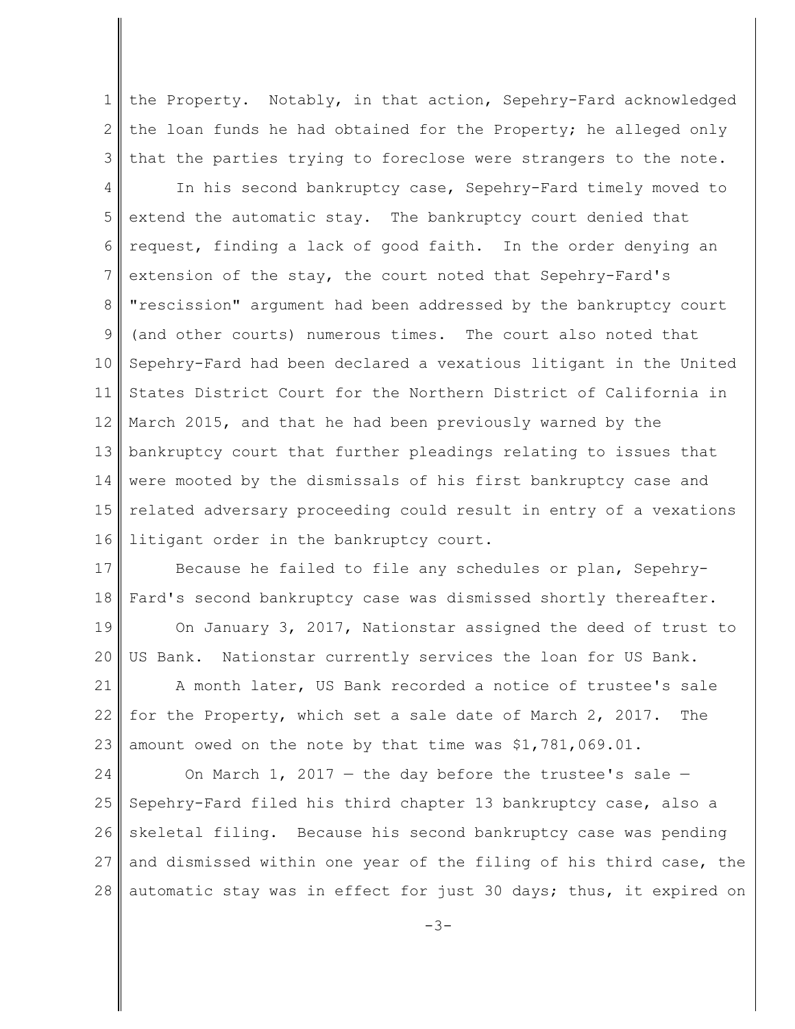the Property. Notably, in that action, Sepehry-Fard acknowledged the loan funds he had obtained for the Property; he alleged only that the parties trying to foreclose were strangers to the note.

In his second bankruptcy case, Sepehry-Fard timely moved to extend the automatic stay. The bankruptcy court denied that request, finding a lack of good faith. In the order denying an extension of the stay, the court noted that Sepehry-Fard's "rescission" argument had been addressed by the bankruptcy court (and other courts) numerous times. The court also noted that Sepehry-Fard had been declared a vexatious litigant in the United States District Court for the Northern District of California in March 2015, and that he had been previously warned by the bankruptcy court that further pleadings relating to issues that were mooted by the dismissals of his first bankruptcy case and related adversary proceeding could result in entry of a vexations litigant order in the bankruptcy court.

Because he failed to file any schedules or plan, Sepehry-Fard's second bankruptcy case was dismissed shortly thereafter.

On January 3, 2017, Nationstar assigned the deed of trust to US Bank. Nationstar currently services the loan for US Bank.

A month later, US Bank recorded a notice of trustee's sale for the Property, which set a sale date of March 2, 2017. The amount owed on the note by that time was $1,781,069.01.

On March 1, 2017 — the day before the trustee's sale — Sepehry-Fard filed his third chapter 13 bankruptcy case, also a skeletal filing. Because his second bankruptcy case was pending and dismissed within one year of the filing of his third case, the automatic stay was in effect for just 30 days; thus, it expired on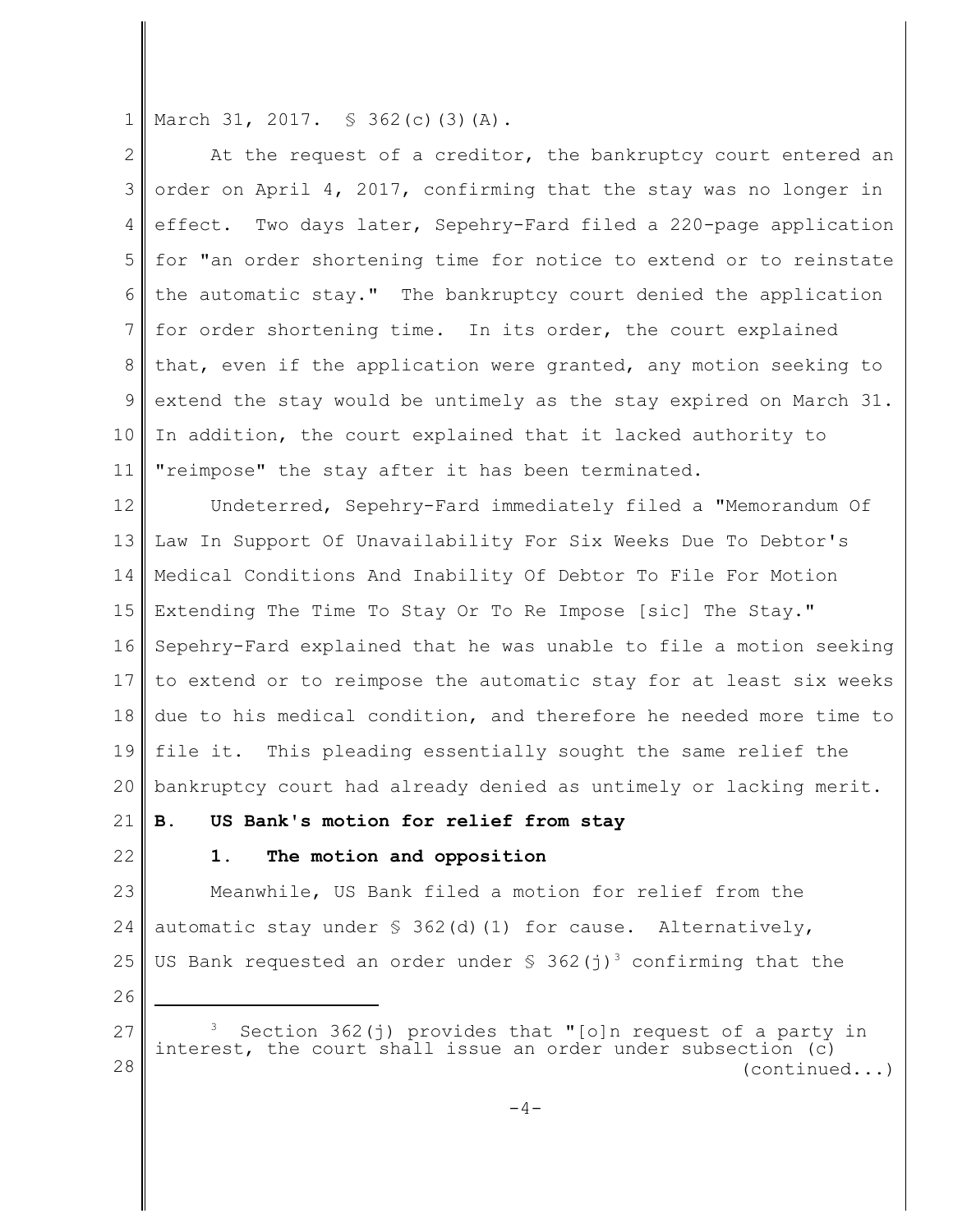March 31, 2017. § 362(c)(3)(A).

At the request of a creditor, the bankruptcy court entered an order on April 4, 2017, confirming that the stay was no longer in effect. Two days later, Sepehry-Fard filed a 220-page application for "an order shortening time for notice to extend or to reinstate the automatic stay." The bankruptcy court denied the application for order shortening time. In its order, the court explained that, even if the application were granted, any motion seeking to extend the stay would be untimely as the stay expired on March 31. In addition, the court explained that it lacked authority to "reimpose" the stay after it has been terminated.

Undeterred, Sepehry-Fard immediately filed a "Memorandum Of Law In Support Of Unavailability For Six Weeks Due To Debtor's Medical Conditions And Inability Of Debtor To File For Motion Extending The Time To Stay Or To Re Impose [sic] The Stay." Sepehry-Fard explained that he was unable to file a motion seeking to extend or to reimpose the automatic stay for at least six weeks due to his medical condition, and therefore he needed more time to file it. This pleading essentially sought the same relief the bankruptcy court had already denied as untimely or lacking merit.

**B. US Bank's motion for relief from stay**

**1. The motion and opposition**

Meanwhile, US Bank filed a motion for relief from the automatic stay under § 362(d)(1) for cause. Alternatively, US Bank requested an order under § 362(j)[3] confirming that the

---

[3] Section 362(j) provides that "[o]n request of a party in interest, the court shall issue an order under subsection (c) (continued...)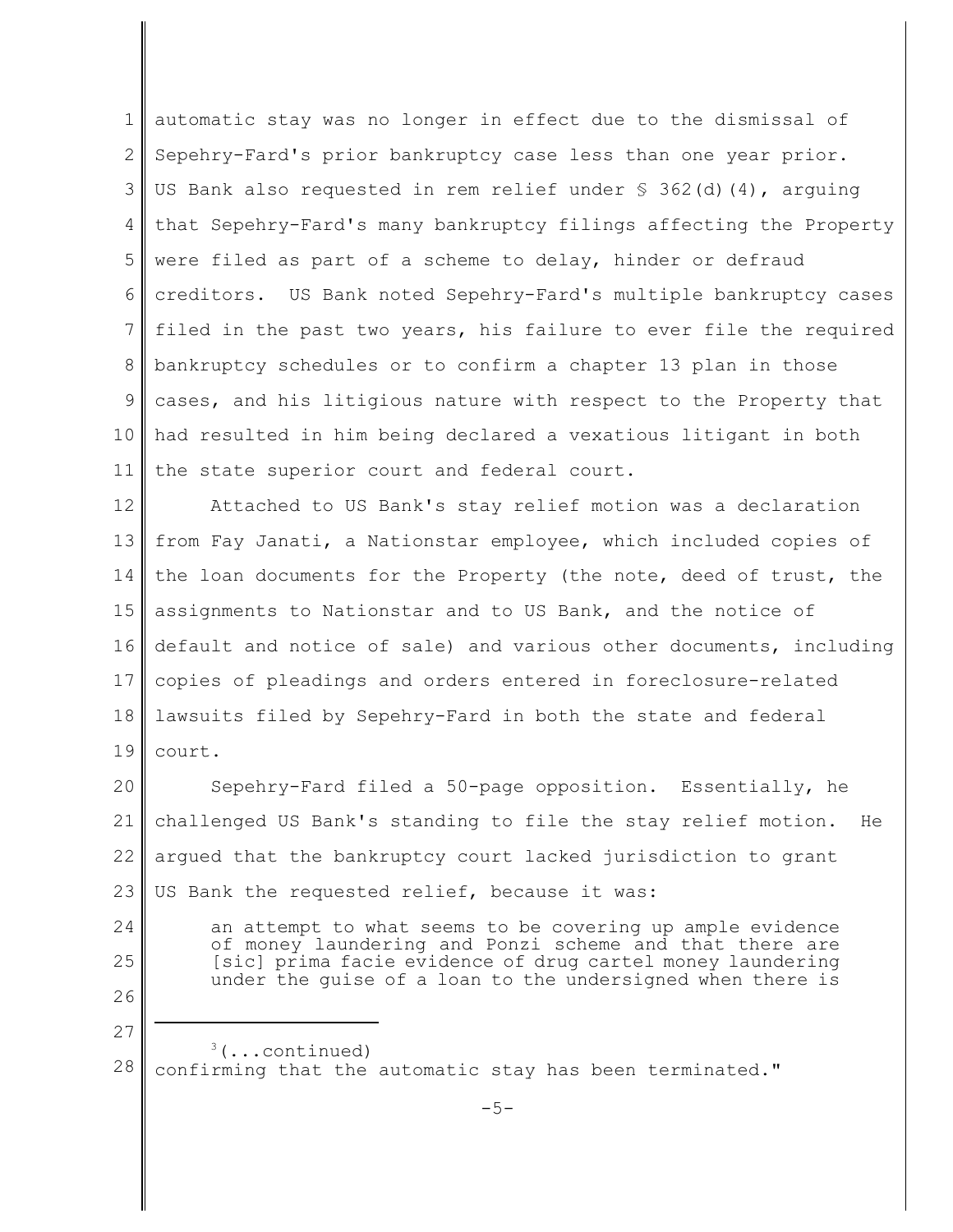automatic stay was no longer in effect due to the dismissal of Sepehry-Fard's prior bankruptcy case less than one year prior. US Bank also requested in rem relief under § 362(d)(4), arguing that Sepehry-Fard's many bankruptcy filings affecting the Property were filed as part of a scheme to delay, hinder or defraud creditors. US Bank noted Sepehry-Fard's multiple bankruptcy cases filed in the past two years, his failure to ever file the required bankruptcy schedules or to confirm a chapter 13 plan in those cases, and his litigious nature with respect to the Property that had resulted in him being declared a vexatious litigant in both the state superior court and federal court.

Attached to US Bank's stay relief motion was a declaration from Fay Janati, a Nationstar employee, which included copies of the loan documents for the Property (the note, deed of trust, the assignments to Nationstar and to US Bank, and the notice of default and notice of sale) and various other documents, including copies of pleadings and orders entered in foreclosure-related lawsuits filed by Sepehry-Fard in both the state and federal court.

Sepehry-Fard filed a 50-page opposition. Essentially, he challenged US Bank's standing to file the stay relief motion. He argued that the bankruptcy court lacked jurisdiction to grant US Bank the requested relief, because it was:

> an attempt to what seems to be covering up ample evidence of money laundering and Ponzi scheme and that there are [sic] prima facie evidence of drug cartel money laundering under the guise of a loan to the undersigned when there is

---

[3](...continued)
confirming that the automatic stay has been terminated."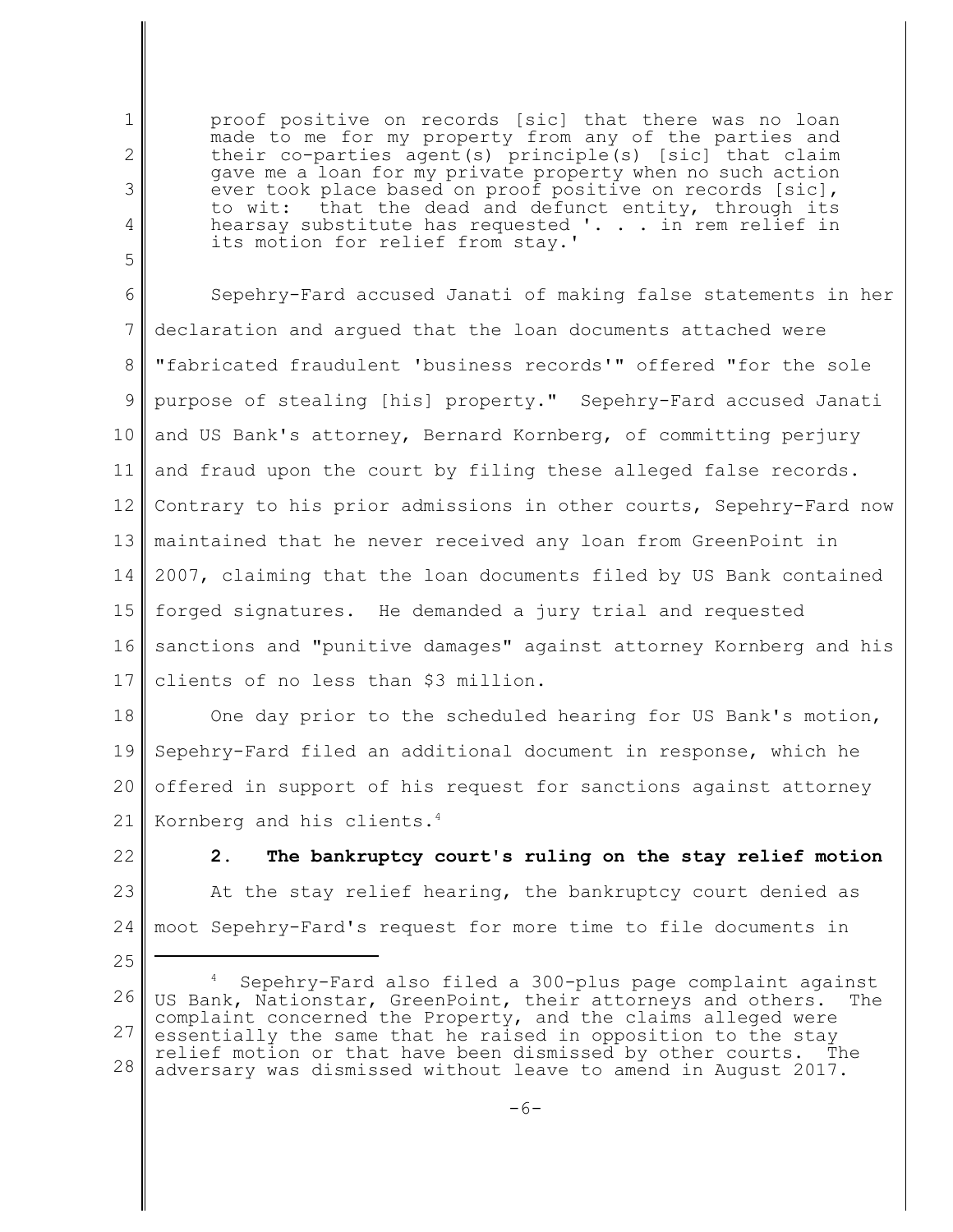> proof positive on records [sic] that there was no loan made to me for my property from any of the parties and their co-parties agent(s) principle(s) [sic] that claim gave me a loan for my private property when no such action ever took place based on proof positive on records [sic], to wit: that the dead and defunct entity, through its hearsay substitute has requested '. . . in rem relief in its motion for relief from stay.'

Sepehry-Fard accused Janati of making false statements in her declaration and argued that the loan documents attached were "fabricated fraudulent 'business records'" offered "for the sole purpose of stealing [his] property." Sepehry-Fard accused Janati and US Bank's attorney, Bernard Kornberg, of committing perjury and fraud upon the court by filing these alleged false records. Contrary to his prior admissions in other courts, Sepehry-Fard now maintained that he never received any loan from GreenPoint in 2007, claiming that the loan documents filed by US Bank contained forged signatures. He demanded a jury trial and requested sanctions and "punitive damages" against attorney Kornberg and his clients of no less than $3 million.

One day prior to the scheduled hearing for US Bank's motion, Sepehry-Fard filed an additional document in response, which he offered in support of his request for sanctions against attorney Kornberg and his clients.[4]

**2. The bankruptcy court's ruling on the stay relief motion**

At the stay relief hearing, the bankruptcy court denied as moot Sepehry-Fard's request for more time to file documents in

---

[4] Sepehry-Fard also filed a 300-plus page complaint against US Bank, Nationstar, GreenPoint, their attorneys and others. The complaint concerned the Property, and the claims alleged were essentially the same that he raised in opposition to the stay relief motion or that have been dismissed by other courts. The adversary was dismissed without leave to amend in August 2017.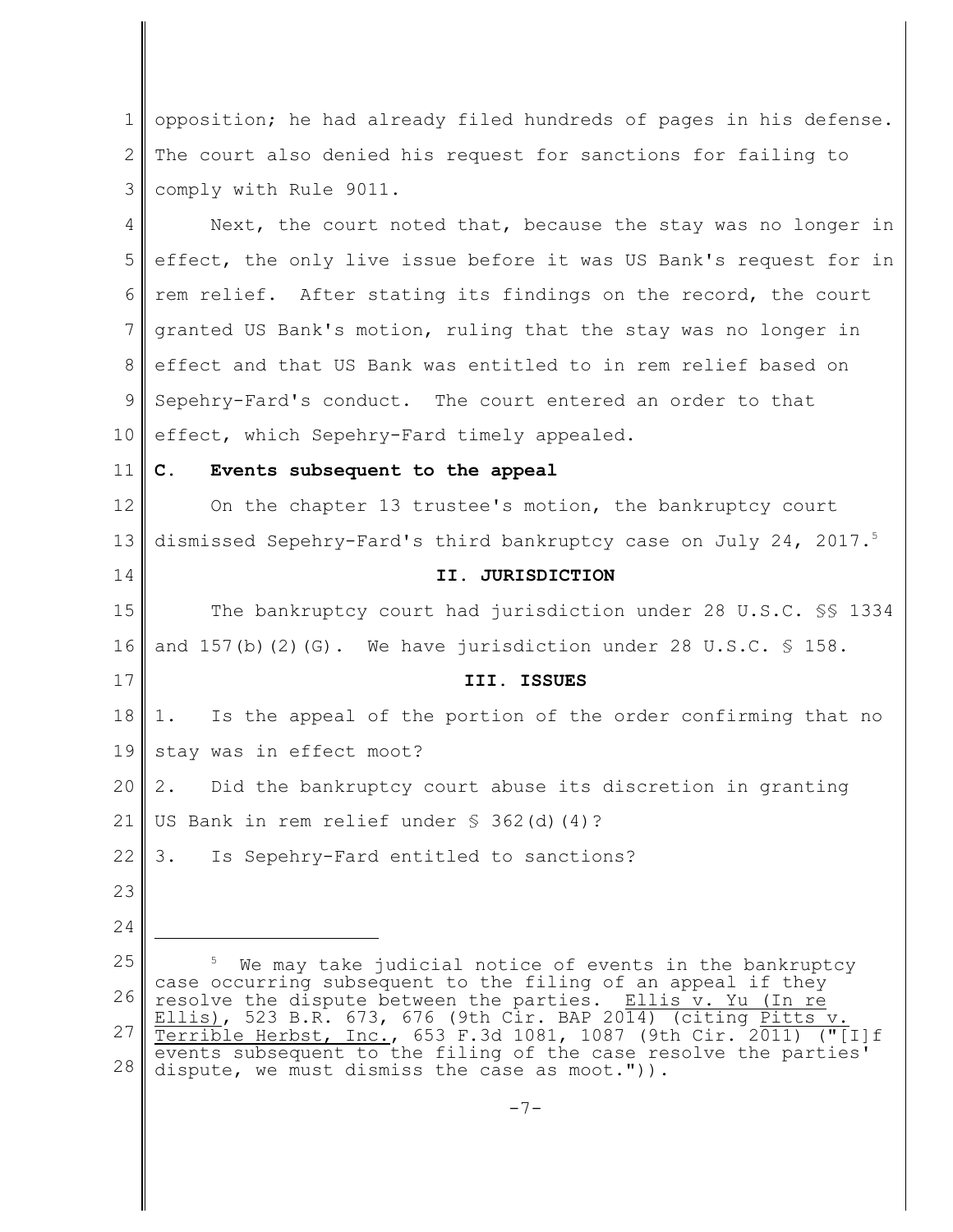opposition; he had already filed hundreds of pages in his defense. The court also denied his request for sanctions for failing to comply with Rule 9011.

Next, the court noted that, because the stay was no longer in effect, the only live issue before it was US Bank's request for in rem relief. After stating its findings on the record, the court granted US Bank's motion, ruling that the stay was no longer in effect and that US Bank was entitled to in rem relief based on Sepehry-Fard's conduct. The court entered an order to that effect, which Sepehry-Fard timely appealed.

**C. Events subsequent to the appeal**

On the chapter 13 trustee's motion, the bankruptcy court dismissed Sepehry-Fard's third bankruptcy case on July 24, 2017.[5]

## II. JURISDICTION

The bankruptcy court had jurisdiction under 28 U.S.C. §§ 1334 and 157(b)(2)(G). We have jurisdiction under 28 U.S.C. § 158.

## III. ISSUES

1. Is the appeal of the portion of the order confirming that no stay was in effect moot?

2. Did the bankruptcy court abuse its discretion in granting US Bank in rem relief under § 362(d)(4)?

3. Is Sepehry-Fard entitled to sanctions?

---

[5] We may take judicial notice of events in the bankruptcy case occurring subsequent to the filing of an appeal if they resolve the dispute between the parties. Ellis v. Yu (In re Ellis), 523 B.R. 673, 676 (9th Cir. BAP 2014) (citing Pitts v. Terrible Herbst, Inc., 653 F.3d 1081, 1087 (9th Cir. 2011) ("[I]f events subsequent to the filing of the case resolve the parties' dispute, we must dismiss the case as moot.")).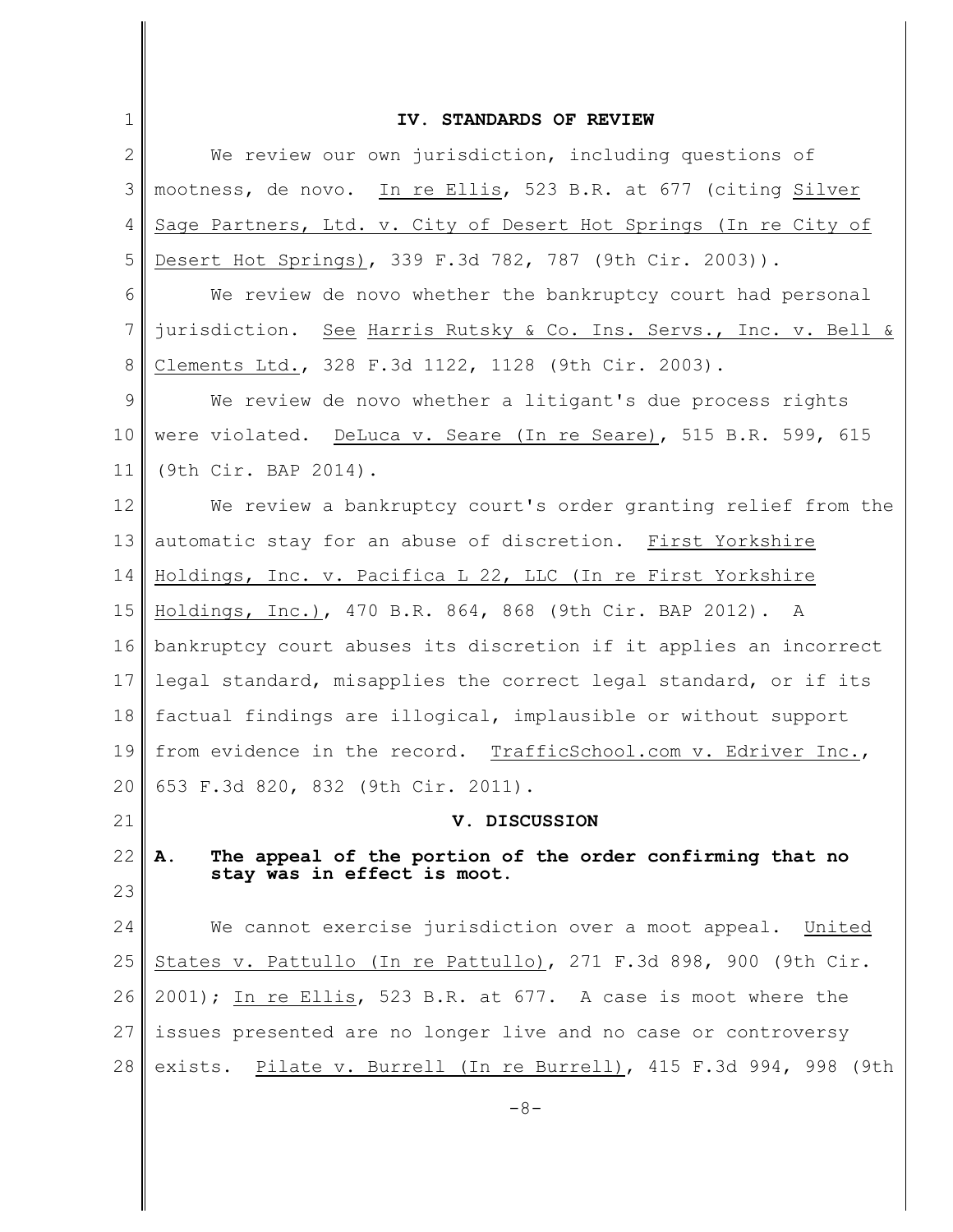## IV. STANDARDS OF REVIEW

We review our own jurisdiction, including questions of mootness, de novo. In re Ellis, 523 B.R. at 677 (citing Silver Sage Partners, Ltd. v. City of Desert Hot Springs (In re City of Desert Hot Springs), 339 F.3d 782, 787 (9th Cir. 2003)).

We review de novo whether the bankruptcy court had personal jurisdiction. See Harris Rutsky & Co. Ins. Servs., Inc. v. Bell & Clements Ltd., 328 F.3d 1122, 1128 (9th Cir. 2003).

We review de novo whether a litigant's due process rights were violated. DeLuca v. Seare (In re Seare), 515 B.R. 599, 615 (9th Cir. BAP 2014).

We review a bankruptcy court's order granting relief from the automatic stay for an abuse of discretion. First Yorkshire Holdings, Inc. v. Pacifica L 22, LLC (In re First Yorkshire Holdings, Inc.), 470 B.R. 864, 868 (9th Cir. BAP 2012). A bankruptcy court abuses its discretion if it applies an incorrect legal standard, misapplies the correct legal standard, or if its factual findings are illogical, implausible or without support from evidence in the record. TrafficSchool.com v. Edriver Inc., 653 F.3d 820, 832 (9th Cir. 2011).

## V. DISCUSSION

### A. The appeal of the portion of the order confirming that no stay was in effect is moot.

We cannot exercise jurisdiction over a moot appeal. United States v. Pattullo (In re Pattullo), 271 F.3d 898, 900 (9th Cir. 2001); In re Ellis, 523 B.R. at 677. A case is moot where the issues presented are no longer live and no case or controversy exists. Pilate v. Burrell (In re Burrell), 415 F.3d 994, 998 (9th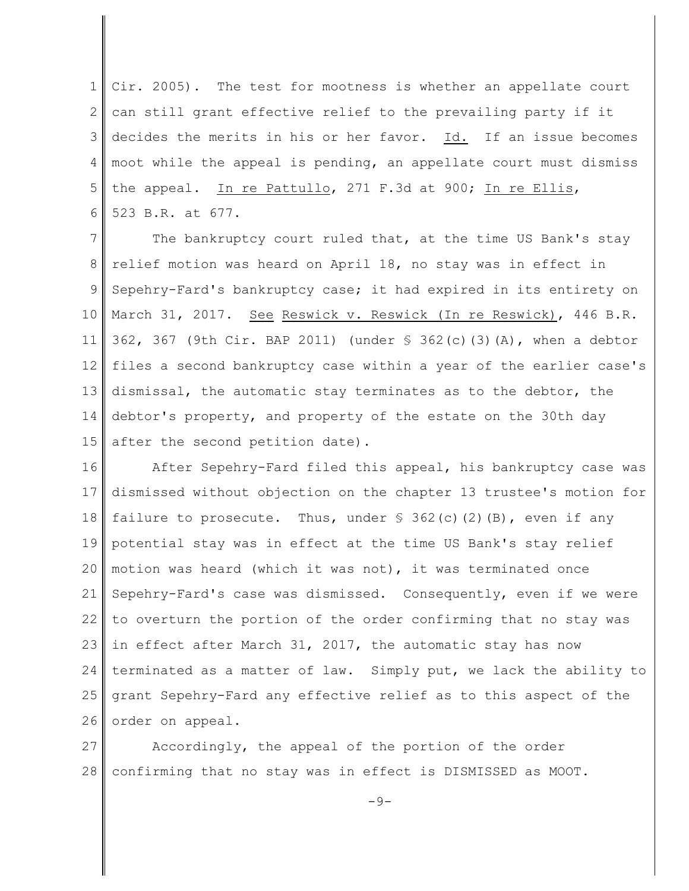Cir. 2005). The test for mootness is whether an appellate court can still grant effective relief to the prevailing party if it decides the merits in his or her favor. Id. If an issue becomes moot while the appeal is pending, an appellate court must dismiss the appeal. In re Pattullo, 271 F.3d at 900; In re Ellis, 523 B.R. at 677.

The bankruptcy court ruled that, at the time US Bank's stay relief motion was heard on April 18, no stay was in effect in Sepehry-Fard's bankruptcy case; it had expired in its entirety on March 31, 2017. See Reswick v. Reswick (In re Reswick), 446 B.R. 362, 367 (9th Cir. BAP 2011) (under § 362(c)(3)(A), when a debtor files a second bankruptcy case within a year of the earlier case's dismissal, the automatic stay terminates as to the debtor, the debtor's property, and property of the estate on the 30th day after the second petition date).

After Sepehry-Fard filed this appeal, his bankruptcy case was dismissed without objection on the chapter 13 trustee's motion for failure to prosecute. Thus, under § 362(c)(2)(B), even if any potential stay was in effect at the time US Bank's stay relief motion was heard (which it was not), it was terminated once Sepehry-Fard's case was dismissed. Consequently, even if we were to overturn the portion of the order confirming that no stay was in effect after March 31, 2017, the automatic stay has now terminated as a matter of law. Simply put, we lack the ability to grant Sepehry-Fard any effective relief as to this aspect of the order on appeal.

Accordingly, the appeal of the portion of the order confirming that no stay was in effect is DISMISSED as MOOT.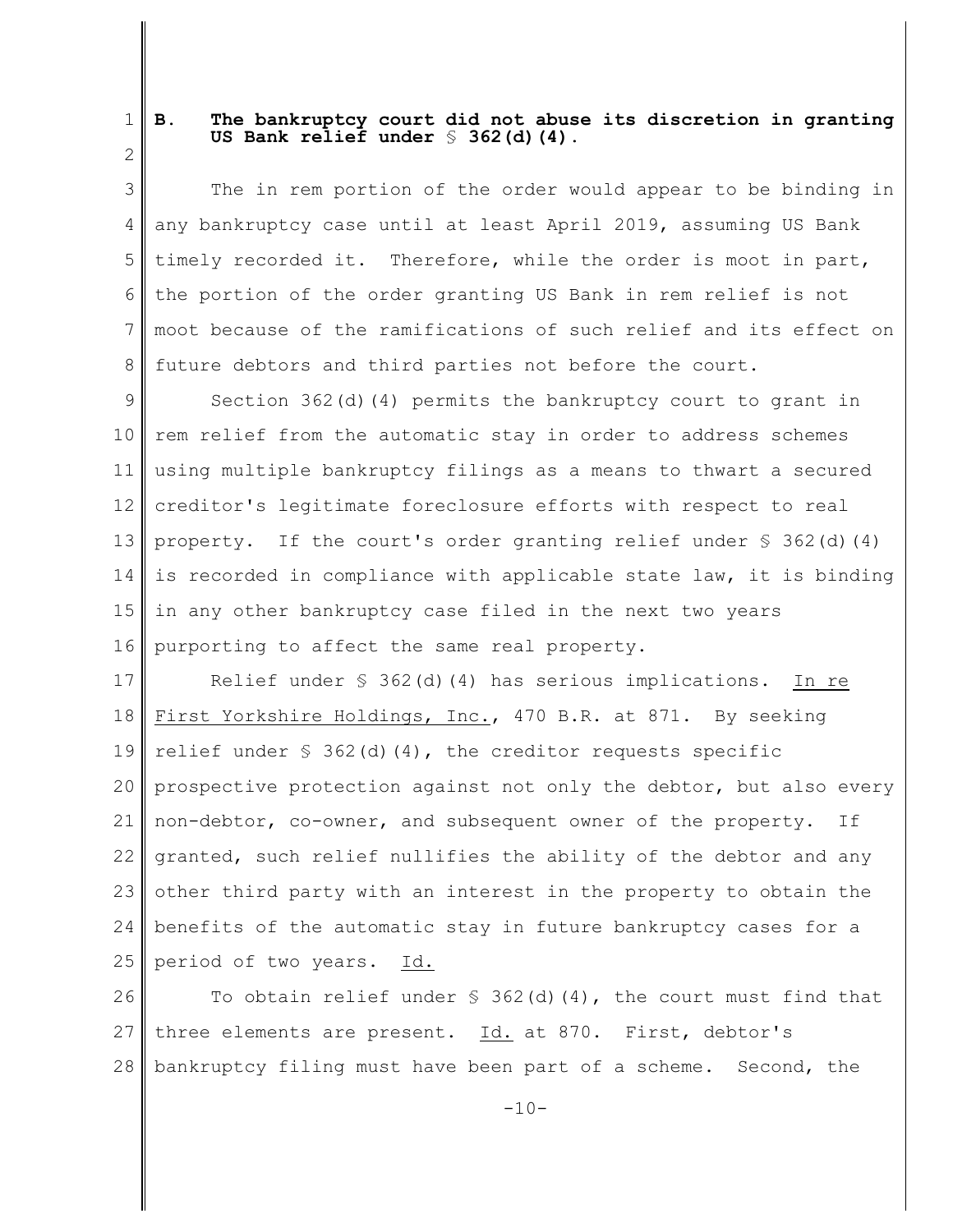### B. The bankruptcy court did not abuse its discretion in granting US Bank relief under § 362(d)(4).

The in rem portion of the order would appear to be binding in any bankruptcy case until at least April 2019, assuming US Bank timely recorded it. Therefore, while the order is moot in part, the portion of the order granting US Bank in rem relief is not moot because of the ramifications of such relief and its effect on future debtors and third parties not before the court.

Section 362(d)(4) permits the bankruptcy court to grant in rem relief from the automatic stay in order to address schemes using multiple bankruptcy filings as a means to thwart a secured creditor's legitimate foreclosure efforts with respect to real property. If the court's order granting relief under § 362(d)(4) is recorded in compliance with applicable state law, it is binding in any other bankruptcy case filed in the next two years purporting to affect the same real property.

Relief under § 362(d)(4) has serious implications. In re First Yorkshire Holdings, Inc., 470 B.R. at 871. By seeking relief under § 362(d)(4), the creditor requests specific prospective protection against not only the debtor, but also every non-debtor, co-owner, and subsequent owner of the property. If granted, such relief nullifies the ability of the debtor and any other third party with an interest in the property to obtain the benefits of the automatic stay in future bankruptcy cases for a period of two years. Id.

To obtain relief under § 362(d)(4), the court must find that three elements are present. Id. at 870. First, debtor's bankruptcy filing must have been part of a scheme. Second, the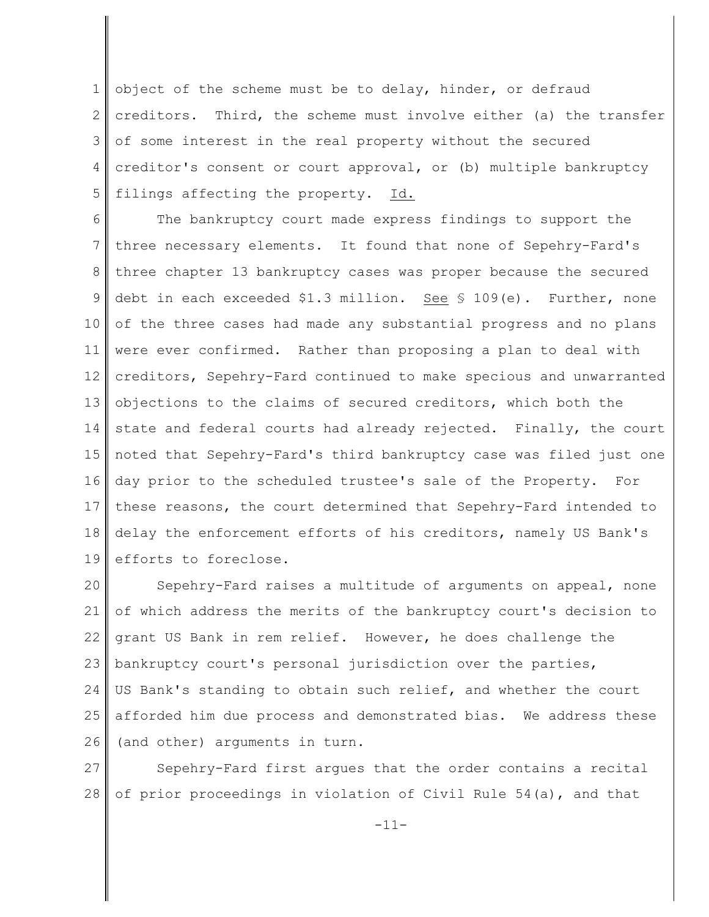object of the scheme must be to delay, hinder, or defraud creditors. Third, the scheme must involve either (a) the transfer of some interest in the real property without the secured creditor's consent or court approval, or (b) multiple bankruptcy filings affecting the property. Id.

The bankruptcy court made express findings to support the three necessary elements. It found that none of Sepehry-Fard's three chapter 13 bankruptcy cases was proper because the secured debt in each exceeded $1.3 million. See § 109(e). Further, none of the three cases had made any substantial progress and no plans were ever confirmed. Rather than proposing a plan to deal with creditors, Sepehry-Fard continued to make specious and unwarranted objections to the claims of secured creditors, which both the state and federal courts had already rejected. Finally, the court noted that Sepehry-Fard's third bankruptcy case was filed just one day prior to the scheduled trustee's sale of the Property. For these reasons, the court determined that Sepehry-Fard intended to delay the enforcement efforts of his creditors, namely US Bank's efforts to foreclose.

Sepehry-Fard raises a multitude of arguments on appeal, none of which address the merits of the bankruptcy court's decision to grant US Bank in rem relief. However, he does challenge the bankruptcy court's personal jurisdiction over the parties, US Bank's standing to obtain such relief, and whether the court afforded him due process and demonstrated bias. We address these (and other) arguments in turn.

Sepehry-Fard first argues that the order contains a recital of prior proceedings in violation of Civil Rule 54(a), and that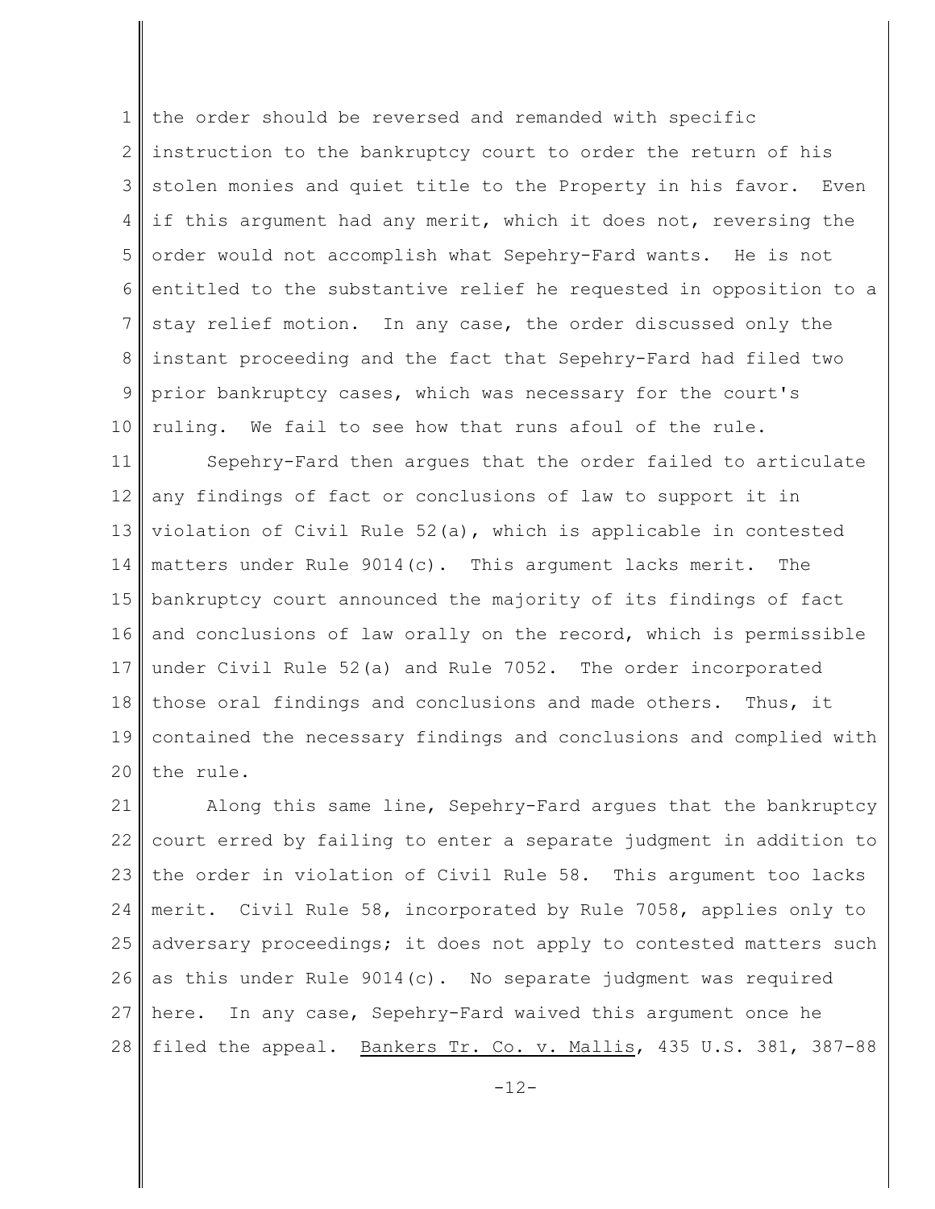the order should be reversed and remanded with specific instruction to the bankruptcy court to order the return of his stolen monies and quiet title to the Property in his favor. Even if this argument had any merit, which it does not, reversing the order would not accomplish what Sepehry-Fard wants. He is not entitled to the substantive relief he requested in opposition to a stay relief motion. In any case, the order discussed only the instant proceeding and the fact that Sepehry-Fard had filed two prior bankruptcy cases, which was necessary for the court's ruling. We fail to see how that runs afoul of the rule.

Sepehry-Fard then argues that the order failed to articulate any findings of fact or conclusions of law to support it in violation of Civil Rule 52(a), which is applicable in contested matters under Rule 9014(c). This argument lacks merit. The bankruptcy court announced the majority of its findings of fact and conclusions of law orally on the record, which is permissible under Civil Rule 52(a) and Rule 7052. The order incorporated those oral findings and conclusions and made others. Thus, it contained the necessary findings and conclusions and complied with the rule.

Along this same line, Sepehry-Fard argues that the bankruptcy court erred by failing to enter a separate judgment in addition to the order in violation of Civil Rule 58. This argument too lacks merit. Civil Rule 58, incorporated by Rule 7058, applies only to adversary proceedings; it does not apply to contested matters such as this under Rule 9014(c). No separate judgment was required here. In any case, Sepehry-Fard waived this argument once he filed the appeal. Bankers Tr. Co. v. Mallis, 435 U.S. 381, 387-88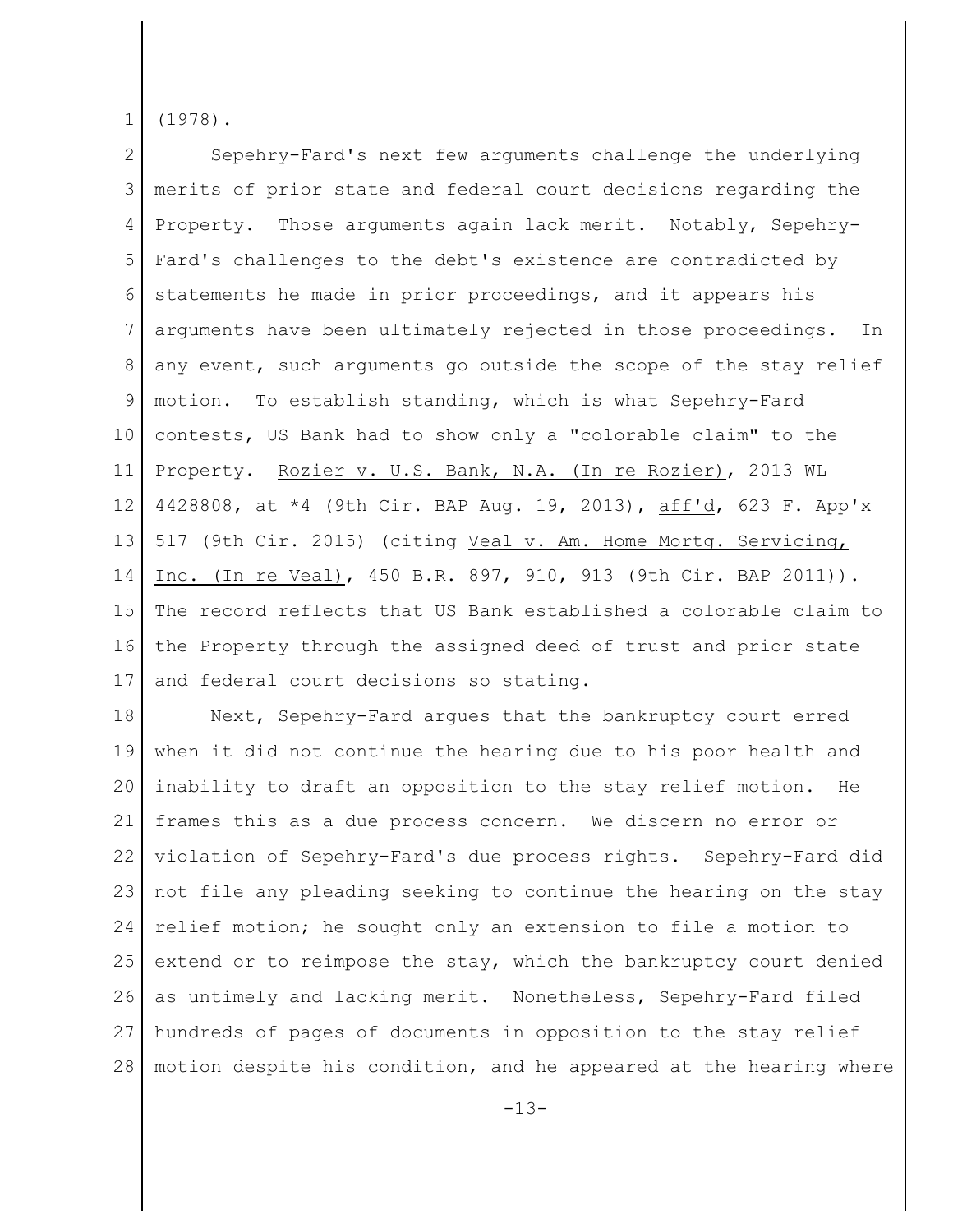(1978).

Sepehry-Fard's next few arguments challenge the underlying merits of prior state and federal court decisions regarding the Property. Those arguments again lack merit. Notably, Sepehry-Fard's challenges to the debt's existence are contradicted by statements he made in prior proceedings, and it appears his arguments have been ultimately rejected in those proceedings. In any event, such arguments go outside the scope of the stay relief motion. To establish standing, which is what Sepehry-Fard contests, US Bank had to show only a "colorable claim" to the Property. Rozier v. U.S. Bank, N.A. (In re Rozier), 2013 WL 4428808, at *4 (9th Cir. BAP Aug. 19, 2013), aff'd, 623 F. App'x 517 (9th Cir. 2015) (citing Veal v. Am. Home Mortg. Servicing, Inc. (In re Veal), 450 B.R. 897, 910, 913 (9th Cir. BAP 2011)). The record reflects that US Bank established a colorable claim to the Property through the assigned deed of trust and prior state and federal court decisions so stating.

Next, Sepehry-Fard argues that the bankruptcy court erred when it did not continue the hearing due to his poor health and inability to draft an opposition to the stay relief motion. He frames this as a due process concern. We discern no error or violation of Sepehry-Fard's due process rights. Sepehry-Fard did not file any pleading seeking to continue the hearing on the stay relief motion; he sought only an extension to file a motion to extend or to reimpose the stay, which the bankruptcy court denied as untimely and lacking merit. Nonetheless, Sepehry-Fard filed hundreds of pages of documents in opposition to the stay relief motion despite his condition, and he appeared at the hearing where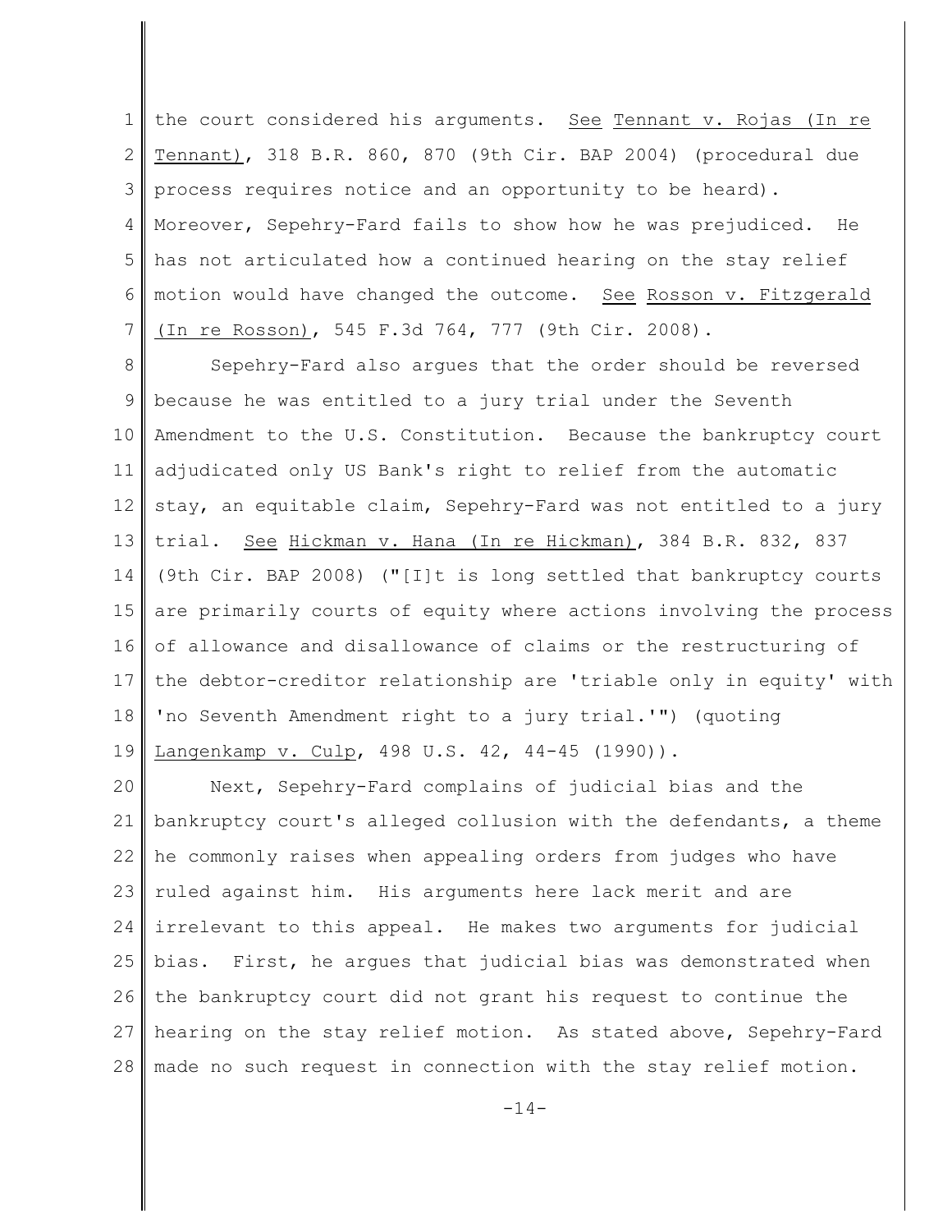the court considered his arguments. See Tennant v. Rojas (In re Tennant), 318 B.R. 860, 870 (9th Cir. BAP 2004) (procedural due process requires notice and an opportunity to be heard). Moreover, Sepehry-Fard fails to show how he was prejudiced. He has not articulated how a continued hearing on the stay relief motion would have changed the outcome. See Rosson v. Fitzgerald (In re Rosson), 545 F.3d 764, 777 (9th Cir. 2008).

Sepehry-Fard also argues that the order should be reversed because he was entitled to a jury trial under the Seventh Amendment to the U.S. Constitution. Because the bankruptcy court adjudicated only US Bank's right to relief from the automatic stay, an equitable claim, Sepehry-Fard was not entitled to a jury trial. See Hickman v. Hana (In re Hickman), 384 B.R. 832, 837 (9th Cir. BAP 2008) ("[I]t is long settled that bankruptcy courts are primarily courts of equity where actions involving the process of allowance and disallowance of claims or the restructuring of the debtor-creditor relationship are 'triable only in equity' with 'no Seventh Amendment right to a jury trial.'") (quoting Langenkamp v. Culp, 498 U.S. 42, 44-45 (1990)).

Next, Sepehry-Fard complains of judicial bias and the bankruptcy court's alleged collusion with the defendants, a theme he commonly raises when appealing orders from judges who have ruled against him. His arguments here lack merit and are irrelevant to this appeal. He makes two arguments for judicial bias. First, he argues that judicial bias was demonstrated when the bankruptcy court did not grant his request to continue the hearing on the stay relief motion. As stated above, Sepehry-Fard made no such request in connection with the stay relief motion.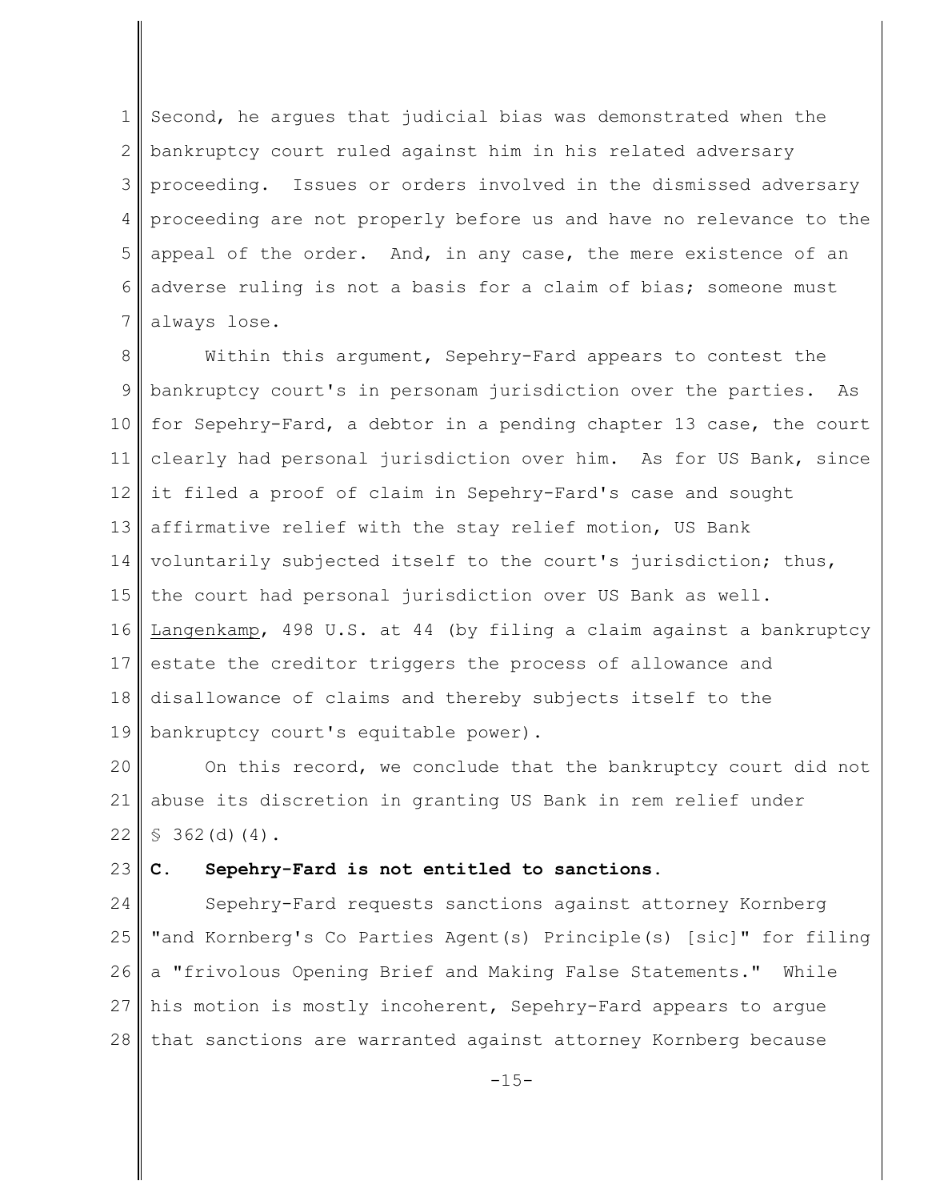Second, he argues that judicial bias was demonstrated when the bankruptcy court ruled against him in his related adversary proceeding. Issues or orders involved in the dismissed adversary proceeding are not properly before us and have no relevance to the appeal of the order. And, in any case, the mere existence of an adverse ruling is not a basis for a claim of bias; someone must always lose.

Within this argument, Sepehry-Fard appears to contest the bankruptcy court's in personam jurisdiction over the parties. As for Sepehry-Fard, a debtor in a pending chapter 13 case, the court clearly had personal jurisdiction over him. As for US Bank, since it filed a proof of claim in Sepehry-Fard's case and sought affirmative relief with the stay relief motion, US Bank voluntarily subjected itself to the court's jurisdiction; thus, the court had personal jurisdiction over US Bank as well. Langenkamp, 498 U.S. at 44 (by filing a claim against a bankruptcy estate the creditor triggers the process of allowance and disallowance of claims and thereby subjects itself to the bankruptcy court's equitable power).

On this record, we conclude that the bankruptcy court did not abuse its discretion in granting US Bank in rem relief under § 362(d)(4).

**C. Sepehry-Fard is not entitled to sanctions.**

Sepehry-Fard requests sanctions against attorney Kornberg "and Kornberg's Co Parties Agent(s) Principle(s) [sic]" for filing a "frivolous Opening Brief and Making False Statements." While his motion is mostly incoherent, Sepehry-Fard appears to argue that sanctions are warranted against attorney Kornberg because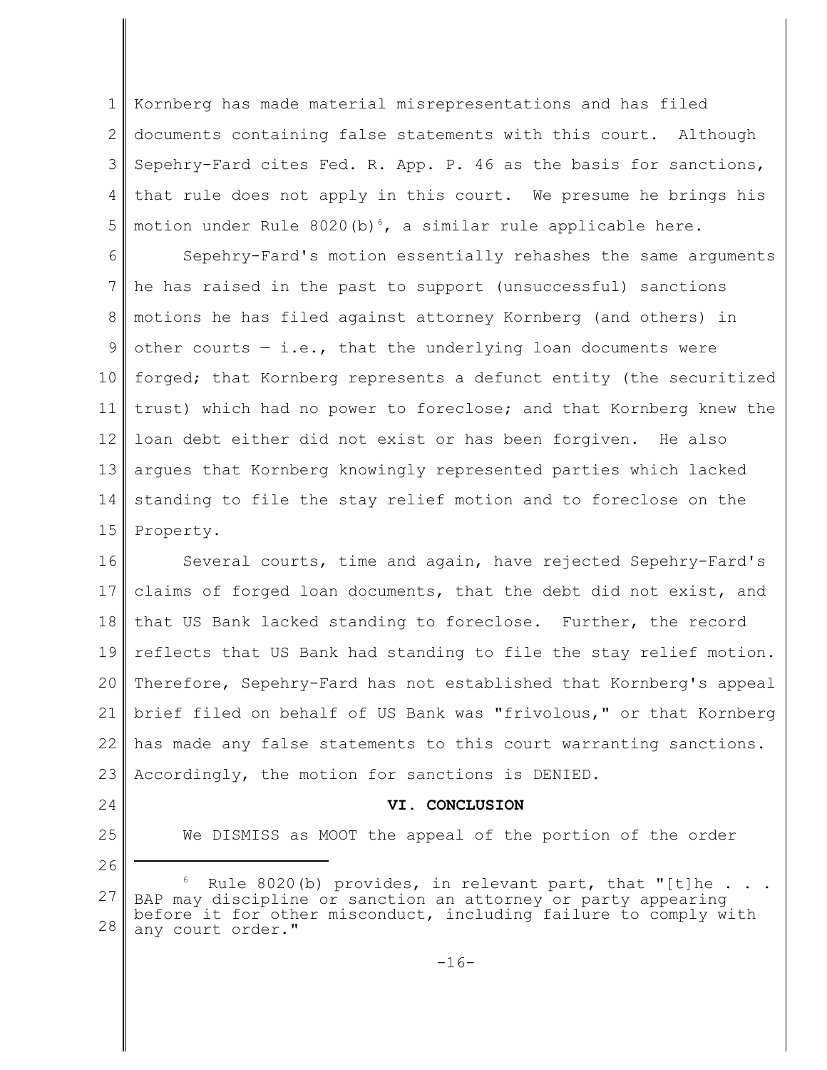Kornberg has made material misrepresentations and has filed documents containing false statements with this court. Although Sepehry-Fard cites Fed. R. App. P. 46 as the basis for sanctions, that rule does not apply in this court. We presume he brings his motion under Rule 8020(b)[6], a similar rule applicable here.

Sepehry-Fard's motion essentially rehashes the same arguments he has raised in the past to support (unsuccessful) sanctions motions he has filed against attorney Kornberg (and others) in other courts — i.e., that the underlying loan documents were forged; that Kornberg represents a defunct entity (the securitized trust) which had no power to foreclose; and that Kornberg knew the loan debt either did not exist or has been forgiven. He also argues that Kornberg knowingly represented parties which lacked standing to file the stay relief motion and to foreclose on the Property.

Several courts, time and again, have rejected Sepehry-Fard's claims of forged loan documents, that the debt did not exist, and that US Bank lacked standing to foreclose. Further, the record reflects that US Bank had standing to file the stay relief motion. Therefore, Sepehry-Fard has not established that Kornberg's appeal brief filed on behalf of US Bank was "frivolous," or that Kornberg has made any false statements to this court warranting sanctions. Accordingly, the motion for sanctions is DENIED.

## VI. CONCLUSION

We DISMISS as MOOT the appeal of the portion of the order

---

[6] Rule 8020(b) provides, in relevant part, that "[t]he . . . BAP may discipline or sanction an attorney or party appearing before it for other misconduct, including failure to comply with any court order."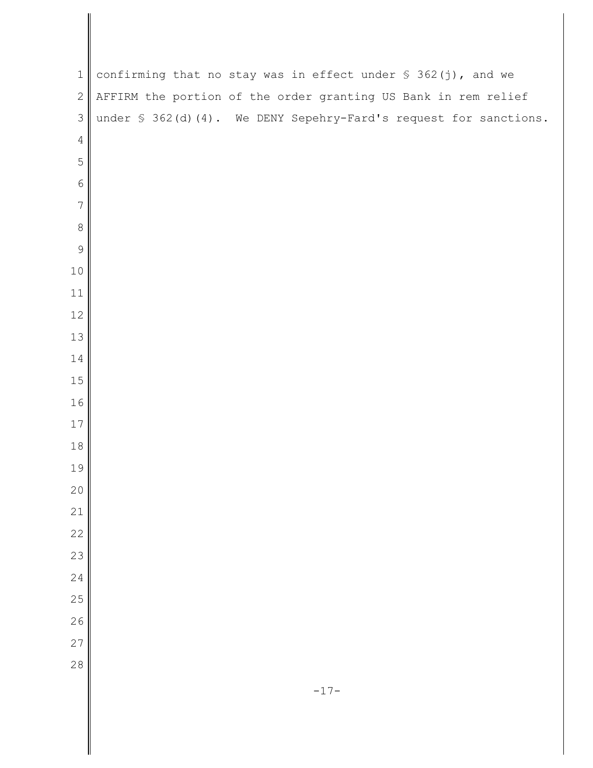confirming that no stay was in effect under § 362(j), and we AFFIRM the portion of the order granting US Bank in rem relief under § 362(d)(4). We DENY Sepehry-Fard's request for sanctions.